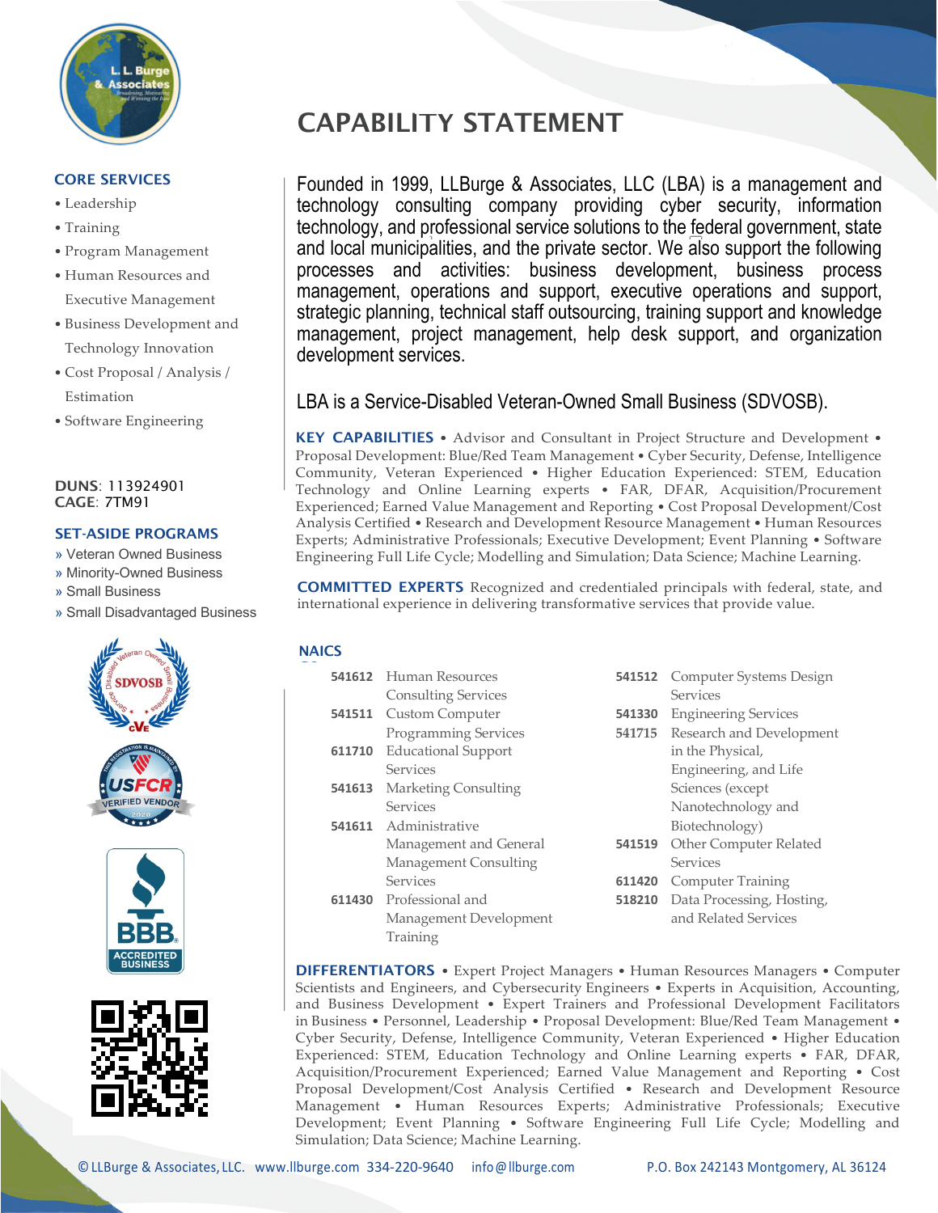# CAPABILITY STATEMENT

Founded in 1999, LLBurge & Associates, LLC (LBA) is a management and technology consulting company providing cyber security, information technology, and professional service solutions to the federal government, state and local municipalities, and the private sector. We also support the following processes and activities: business development, business process management, operations and support, executive operations and support, strategic planning, technical staff outsourcing, training support and knowledge management, project management, help desk support, and organization development services.

LBA is a Service-Disabled Veteran-Owned Small Business (SDVOSB).

**KEY CAPABILITIES** • Advisor and Consultant in Project Structure and Development • Proposal Development: Blue/Red Team Management • Cyber Security, Defense, Intelligence Community, Veteran Experienced • Higher Education Experienced: STEM, Education Technology and Online Learning experts • FAR, DFAR, Acquisition/Procurement Experienced; Earned Value Management and Reporting • Cost Proposal Development/Cost Analysis Certified • Research and Development Resource Management • Human Resources Experts; Administrative Professionals; Executive Development; Event Planning • Software Engineering Full Life Cycle; Modelling and Simulation; Data Science; Machine Learning.

**COMMITTED EXPERTS** Recognized and credentialed principals with federal, state, and international experience in delivering transformative services that provide value.

## NAICS

| Code | Description |
|---|---|
| 541612 | Human Resources Consulting Services |
| 541511 | Custom Computer Programming Services |
| 611710 | Educational Support Services |
| 541613 | Marketing Consulting Services |
| 541611 | Administrative Management and General Management Consulting Services |
| 611430 | Professional and Management Development Training |
| 541512 | Computer Systems Design Services |
| 541330 | Engineering Services |
| 541715 | Research and Development in the Physical, Engineering, and Life Sciences (except Nanotechnology and Biotechnology) |
| 541519 | Other Computer Related Services |
| 611420 | Computer Training |
| 518210 | Data Processing, Hosting, and Related Services |

**DIFFERENTIATORS** • Expert Project Managers • Human Resources Managers • Computer Scientists and Engineers, and Cybersecurity Engineers • Experts in Acquisition, Accounting, and Business Development • Expert Trainers and Professional Development Facilitators in Business • Personnel, Leadership • Proposal Development: Blue/Red Team Management • Cyber Security, Defense, Intelligence Community, Veteran Experienced • Higher Education Experienced: STEM, Education Technology and Online Learning experts • FAR, DFAR, Acquisition/Procurement Experienced; Earned Value Management and Reporting • Cost Proposal Development/Cost Analysis Certified • Research and Development Resource Management • Human Resources Experts; Administrative Professionals; Executive Development; Event Planning • Software Engineering Full Life Cycle; Modelling and Simulation; Data Science; Machine Learning.

## CORE SERVICES

- Leadership
- Training
- Program Management
- Human Resources and Executive Management
- Business Development and Technology Innovation
- Cost Proposal / Analysis / Estimation
- Software Engineering

**DUNS**: 113924901
**CAGE**: 7TM91

## SET-ASIDE PROGRAMS

» Veteran Owned Business
» Minority-Owned Business
» Small Business
» Small Disadvantaged Business

© LLBurge & Associates, LLC. www.llburge.com 334-220-9640 info@llburge.com P.O. Box 242143 Montgomery, AL 36124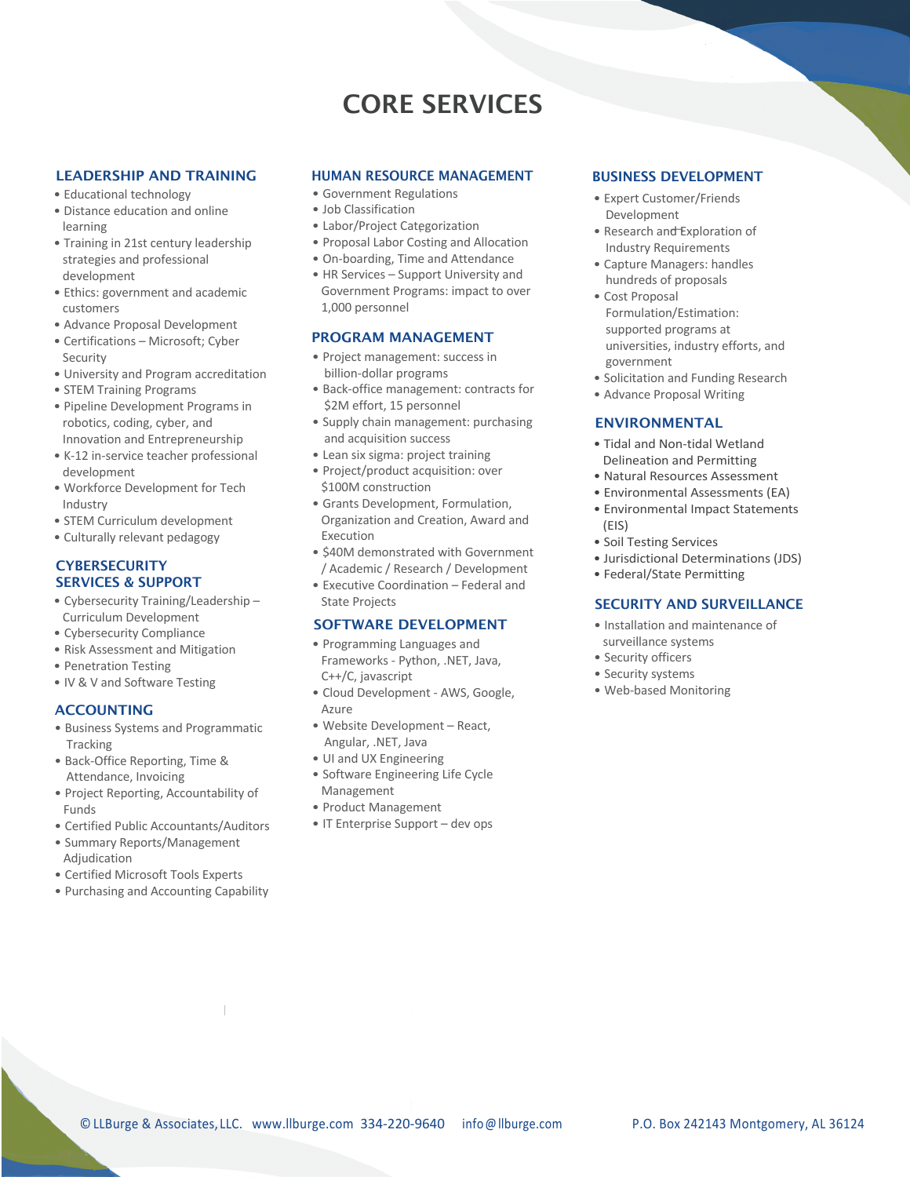# CORE SERVICES

## LEADERSHIP AND TRAINING

- Educational technology
- Distance education and online learning
- Training in 21st century leadership strategies and professional development
- Ethics: government and academic customers
- Advance Proposal Development
- Certifications – Microsoft; Cyber Security
- University and Program accreditation
- STEM Training Programs
- Pipeline Development Programs in robotics, coding, cyber, and Innovation and Entrepreneurship
- K-12 in-service teacher professional development
- Workforce Development for Tech Industry
- STEM Curriculum development
- Culturally relevant pedagogy

## CYBERSECURITY SERVICES & SUPPORT

- Cybersecurity Training/Leadership – Curriculum Development
- Cybersecurity Compliance
- Risk Assessment and Mitigation
- Penetration Testing
- IV & V and Software Testing

## ACCOUNTING

- Business Systems and Programmatic Tracking
- Back-Office Reporting, Time & Attendance, Invoicing
- Project Reporting, Accountability of Funds
- Certified Public Accountants/Auditors
- Summary Reports/Management Adjudication
- Certified Microsoft Tools Experts
- Purchasing and Accounting Capability

## HUMAN RESOURCE MANAGEMENT

- Government Regulations
- Job Classification
- Labor/Project Categorization
- Proposal Labor Costing and Allocation
- On-boarding, Time and Attendance
- HR Services – Support University and Government Programs: impact to over 1,000 personnel

## PROGRAM MANAGEMENT

- Project management: success in billion-dollar programs
- Back-office management: contracts for $2M effort, 15 personnel
- Supply chain management: purchasing and acquisition success
- Lean six sigma: project training
- Project/product acquisition: over $100M construction
- Grants Development, Formulation, Organization and Creation, Award and Execution
- $40M demonstrated with Government / Academic / Research / Development
- Executive Coordination – Federal and State Projects

## SOFTWARE DEVELOPMENT

- Programming Languages and Frameworks - Python, .NET, Java, C++/C, javascript
- Cloud Development - AWS, Google, Azure
- Website Development – React, Angular, .NET, Java
- UI and UX Engineering
- Software Engineering Life Cycle Management
- Product Management
- IT Enterprise Support – dev ops

## BUSINESS DEVELOPMENT

- Expert Customer/Friends Development
- Research and Exploration of Industry Requirements
- Capture Managers: handles hundreds of proposals
- Cost Proposal Formulation/Estimation: supported programs at universities, industry efforts, and government
- Solicitation and Funding Research
- Advance Proposal Writing

## ENVIRONMENTAL

- Tidal and Non-tidal Wetland Delineation and Permitting
- Natural Resources Assessment
- Environmental Assessments (EA)
- Environmental Impact Statements (EIS)
- Soil Testing Services
- Jurisdictional Determinations (JDS)
- Federal/State Permitting

## SECURITY AND SURVEILLANCE

- Installation and maintenance of surveillance systems
- Security officers
- Security systems
- Web-based Monitoring

© LLBurge & Associates, LLC. www.llburge.com 334-220-9640 info@llburge.com P.O. Box 242143 Montgomery, AL 36124